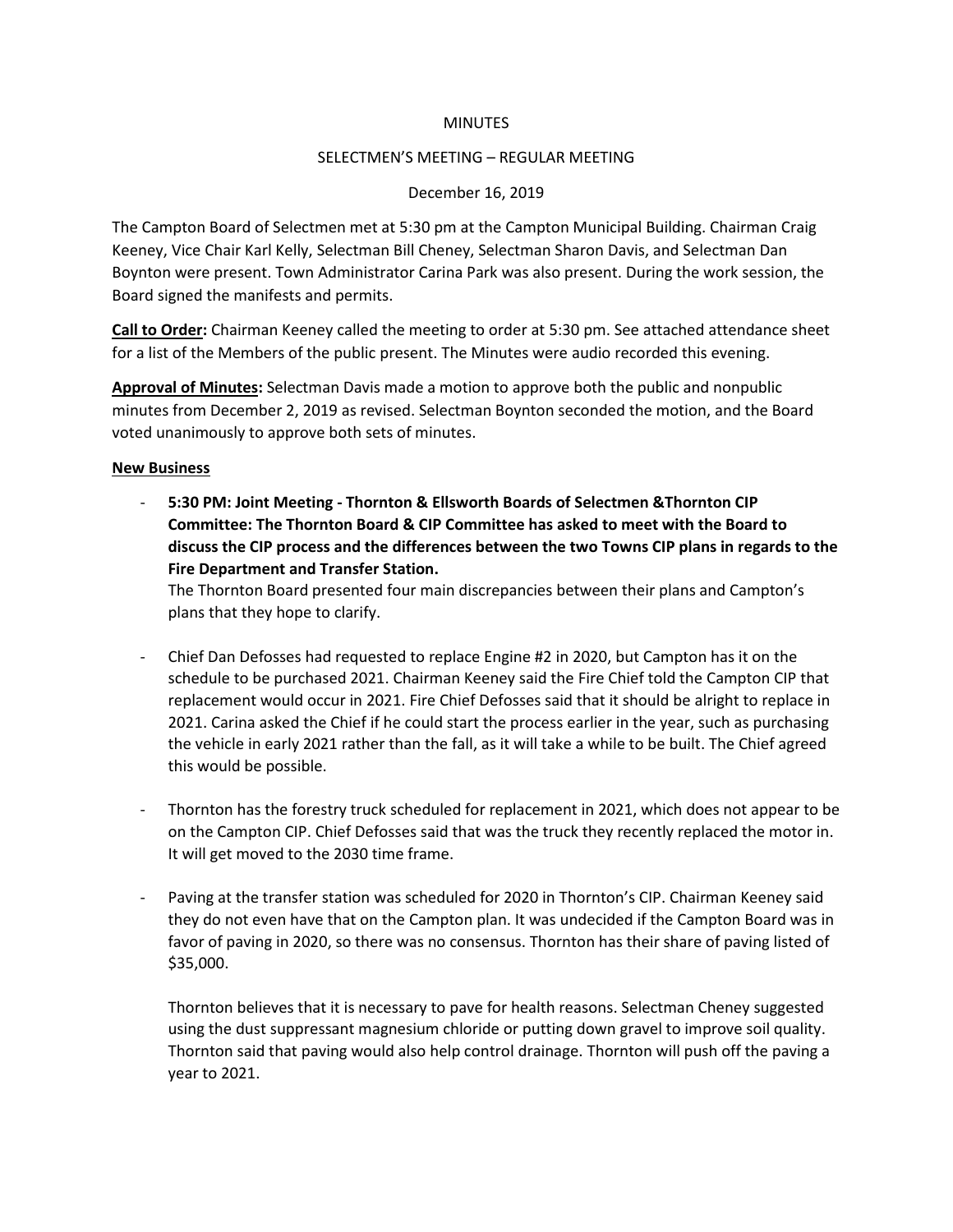MINUTES

SELECTMEN'S MEETING – REGULAR MEETING

December 16, 2019

The Campton Board of Selectmen met at 5:30 pm at the Campton Municipal Building. Chairman Craig Keeney, Vice Chair Karl Kelly, Selectman Bill Cheney, Selectman Sharon Davis, and Selectman Dan Boynton were present. Town Administrator Carina Park was also present. During the work session, the Board signed the manifests and permits.

**Call to Order:** Chairman Keeney called the meeting to order at 5:30 pm. See attached attendance sheet for a list of the Members of the public present. The Minutes were audio recorded this evening.

**Approval of Minutes:** Selectman Davis made a motion to approve both the public and nonpublic minutes from December 2, 2019 as revised. Selectman Boynton seconded the motion, and the Board voted unanimously to approve both sets of minutes.

**New Business**

- **5:30 PM: Joint Meeting - Thornton & Ellsworth Boards of Selectmen &Thornton CIP Committee: The Thornton Board & CIP Committee has asked to meet with the Board to discuss the CIP process and the differences between the two Towns CIP plans in regards to the Fire Department and Transfer Station.**
  
  The Thornton Board presented four main discrepancies between their plans and Campton's plans that they hope to clarify.

- Chief Dan Defosses had requested to replace Engine #2 in 2020, but Campton has it on the schedule to be purchased 2021. Chairman Keeney said the Fire Chief told the Campton CIP that replacement would occur in 2021. Fire Chief Defosses said that it should be alright to replace in 2021. Carina asked the Chief if he could start the process earlier in the year, such as purchasing the vehicle in early 2021 rather than the fall, as it will take a while to be built. The Chief agreed this would be possible.

- Thornton has the forestry truck scheduled for replacement in 2021, which does not appear to be on the Campton CIP. Chief Defosses said that was the truck they recently replaced the motor in. It will get moved to the 2030 time frame.

- Paving at the transfer station was scheduled for 2020 in Thornton's CIP. Chairman Keeney said they do not even have that on the Campton plan. It was undecided if the Campton Board was in favor of paving in 2020, so there was no consensus. Thornton has their share of paving listed of $35,000.

  Thornton believes that it is necessary to pave for health reasons. Selectman Cheney suggested using the dust suppressant magnesium chloride or putting down gravel to improve soil quality. Thornton said that paving would also help control drainage. Thornton will push off the paving a year to 2021.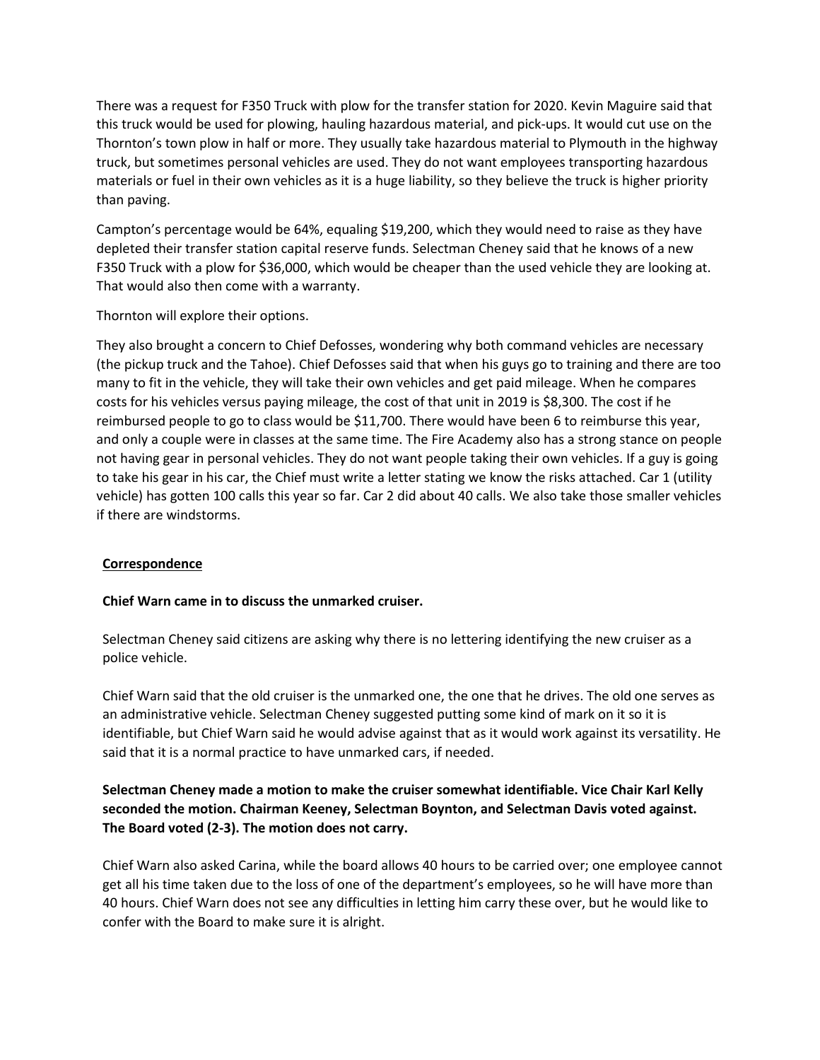There was a request for F350 Truck with plow for the transfer station for 2020. Kevin Maguire said that this truck would be used for plowing, hauling hazardous material, and pick-ups. It would cut use on the Thornton's town plow in half or more. They usually take hazardous material to Plymouth in the highway truck, but sometimes personal vehicles are used. They do not want employees transporting hazardous materials or fuel in their own vehicles as it is a huge liability, so they believe the truck is higher priority than paving.

Campton's percentage would be 64%, equaling $19,200, which they would need to raise as they have depleted their transfer station capital reserve funds. Selectman Cheney said that he knows of a new F350 Truck with a plow for $36,000, which would be cheaper than the used vehicle they are looking at. That would also then come with a warranty.

Thornton will explore their options.

They also brought a concern to Chief Defosses, wondering why both command vehicles are necessary (the pickup truck and the Tahoe). Chief Defosses said that when his guys go to training and there are too many to fit in the vehicle, they will take their own vehicles and get paid mileage. When he compares costs for his vehicles versus paying mileage, the cost of that unit in 2019 is $8,300. The cost if he reimbursed people to go to class would be $11,700. There would have been 6 to reimburse this year, and only a couple were in classes at the same time. The Fire Academy also has a strong stance on people not having gear in personal vehicles. They do not want people taking their own vehicles. If a guy is going to take his gear in his car, the Chief must write a letter stating we know the risks attached. Car 1 (utility vehicle) has gotten 100 calls this year so far. Car 2 did about 40 calls. We also take those smaller vehicles if there are windstorms.

**Correspondence**

**Chief Warn came in to discuss the unmarked cruiser.**

Selectman Cheney said citizens are asking why there is no lettering identifying the new cruiser as a police vehicle.

Chief Warn said that the old cruiser is the unmarked one, the one that he drives. The old one serves as an administrative vehicle. Selectman Cheney suggested putting some kind of mark on it so it is identifiable, but Chief Warn said he would advise against that as it would work against its versatility. He said that it is a normal practice to have unmarked cars, if needed.

**Selectman Cheney made a motion to make the cruiser somewhat identifiable. Vice Chair Karl Kelly seconded the motion. Chairman Keeney, Selectman Boynton, and Selectman Davis voted against. The Board voted (2-3). The motion does not carry.**

Chief Warn also asked Carina, while the board allows 40 hours to be carried over; one employee cannot get all his time taken due to the loss of one of the department's employees, so he will have more than 40 hours. Chief Warn does not see any difficulties in letting him carry these over, but he would like to confer with the Board to make sure it is alright.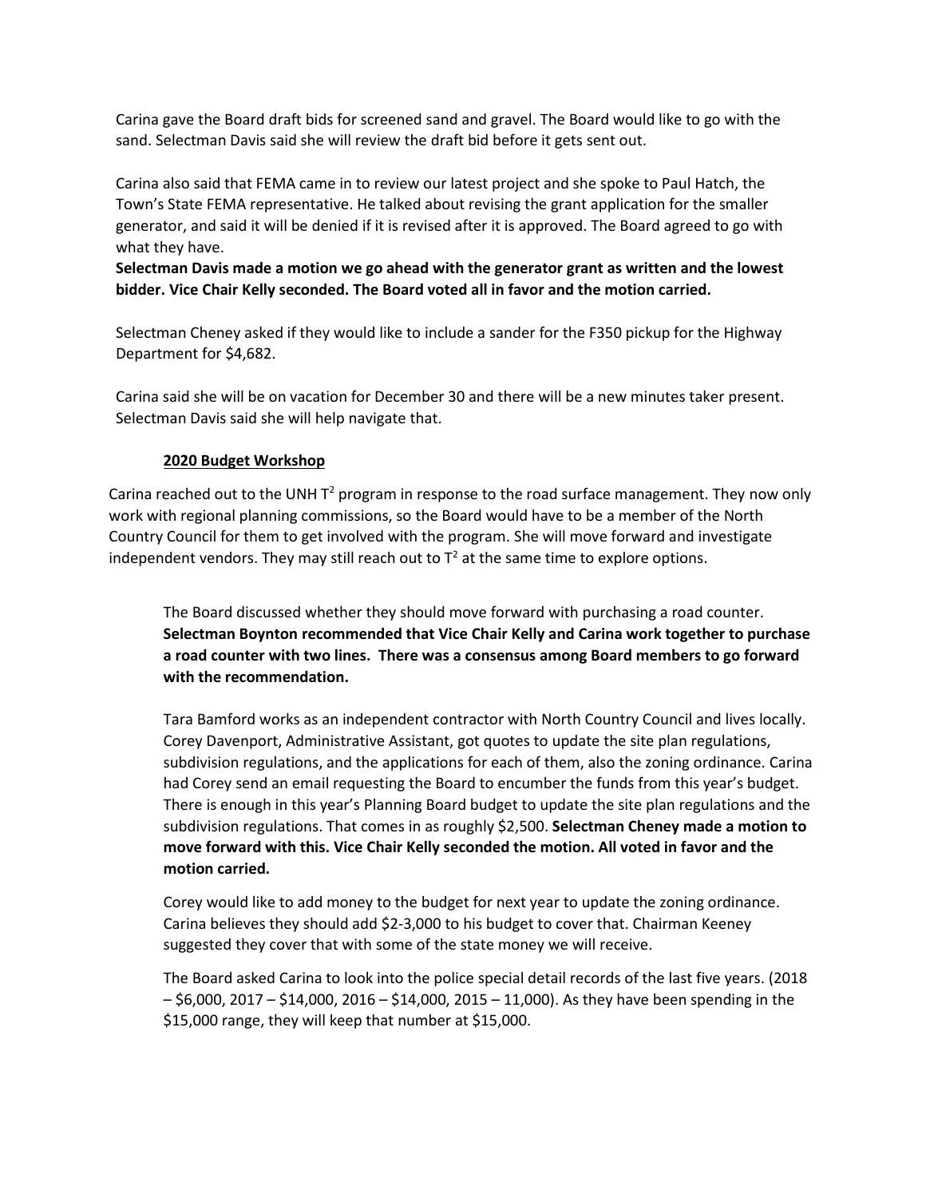Carina gave the Board draft bids for screened sand and gravel. The Board would like to go with the sand. Selectman Davis said she will review the draft bid before it gets sent out.

Carina also said that FEMA came in to review our latest project and she spoke to Paul Hatch, the Town's State FEMA representative. He talked about revising the grant application for the smaller generator, and said it will be denied if it is revised after it is approved. The Board agreed to go with what they have.
**Selectman Davis made a motion we go ahead with the generator grant as written and the lowest bidder. Vice Chair Kelly seconded. The Board voted all in favor and the motion carried.**

Selectman Cheney asked if they would like to include a sander for the F350 pickup for the Highway Department for $4,682.

Carina said she will be on vacation for December 30 and there will be a new minutes taker present. Selectman Davis said she will help navigate that.

**2020 Budget Workshop**

Carina reached out to the UNH $T^2$ program in response to the road surface management. They now only work with regional planning commissions, so the Board would have to be a member of the North Country Council for them to get involved with the program. She will move forward and investigate independent vendors. They may still reach out to $T^2$ at the same time to explore options.

The Board discussed whether they should move forward with purchasing a road counter. **Selectman Boynton recommended that Vice Chair Kelly and Carina work together to purchase a road counter with two lines. There was a consensus among Board members to go forward with the recommendation.**

Tara Bamford works as an independent contractor with North Country Council and lives locally. Corey Davenport, Administrative Assistant, got quotes to update the site plan regulations, subdivision regulations, and the applications for each of them, also the zoning ordinance. Carina had Corey send an email requesting the Board to encumber the funds from this year's budget. There is enough in this year's Planning Board budget to update the site plan regulations and the subdivision regulations. That comes in as roughly $2,500. **Selectman Cheney made a motion to move forward with this. Vice Chair Kelly seconded the motion. All voted in favor and the motion carried.**

Corey would like to add money to the budget for next year to update the zoning ordinance. Carina believes they should add $2-3,000 to his budget to cover that. Chairman Keeney suggested they cover that with some of the state money we will receive.

The Board asked Carina to look into the police special detail records of the last five years. (2018 – $6,000, 2017 – $14,000, 2016 – $14,000, 2015 – 11,000). As they have been spending in the $15,000 range, they will keep that number at $15,000.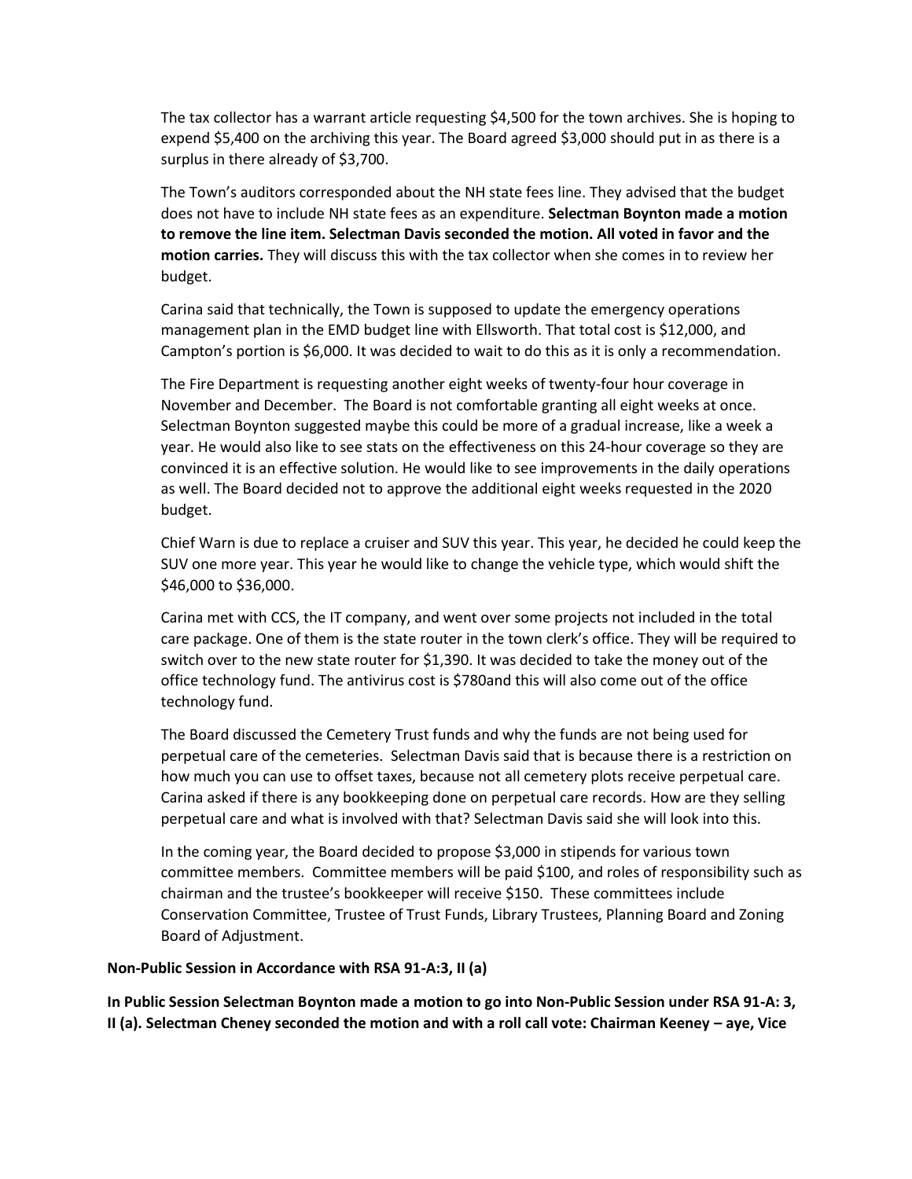The tax collector has a warrant article requesting $4,500 for the town archives. She is hoping to expend $5,400 on the archiving this year. The Board agreed $3,000 should put in as there is a surplus in there already of $3,700.

The Town's auditors corresponded about the NH state fees line. They advised that the budget does not have to include NH state fees as an expenditure. **Selectman Boynton made a motion to remove the line item. Selectman Davis seconded the motion. All voted in favor and the motion carries.** They will discuss this with the tax collector when she comes in to review her budget.

Carina said that technically, the Town is supposed to update the emergency operations management plan in the EMD budget line with Ellsworth. That total cost is $12,000, and Campton's portion is $6,000. It was decided to wait to do this as it is only a recommendation.

The Fire Department is requesting another eight weeks of twenty-four hour coverage in November and December. The Board is not comfortable granting all eight weeks at once. Selectman Boynton suggested maybe this could be more of a gradual increase, like a week a year. He would also like to see stats on the effectiveness on this 24-hour coverage so they are convinced it is an effective solution. He would like to see improvements in the daily operations as well. The Board decided not to approve the additional eight weeks requested in the 2020 budget.

Chief Warn is due to replace a cruiser and SUV this year. This year, he decided he could keep the SUV one more year. This year he would like to change the vehicle type, which would shift the $46,000 to $36,000.

Carina met with CCS, the IT company, and went over some projects not included in the total care package. One of them is the state router in the town clerk's office. They will be required to switch over to the new state router for $1,390. It was decided to take the money out of the office technology fund. The antivirus cost is $780and this will also come out of the office technology fund.

The Board discussed the Cemetery Trust funds and why the funds are not being used for perpetual care of the cemeteries. Selectman Davis said that is because there is a restriction on how much you can use to offset taxes, because not all cemetery plots receive perpetual care. Carina asked if there is any bookkeeping done on perpetual care records. How are they selling perpetual care and what is involved with that? Selectman Davis said she will look into this.

In the coming year, the Board decided to propose $3,000 in stipends for various town committee members. Committee members will be paid $100, and roles of responsibility such as chairman and the trustee's bookkeeper will receive $150. These committees include Conservation Committee, Trustee of Trust Funds, Library Trustees, Planning Board and Zoning Board of Adjustment.

**Non-Public Session in Accordance with RSA 91-A:3, II (a)**

**In Public Session Selectman Boynton made a motion to go into Non-Public Session under RSA 91-A: 3, II (a). Selectman Cheney seconded the motion and with a roll call vote: Chairman Keeney – aye, Vice**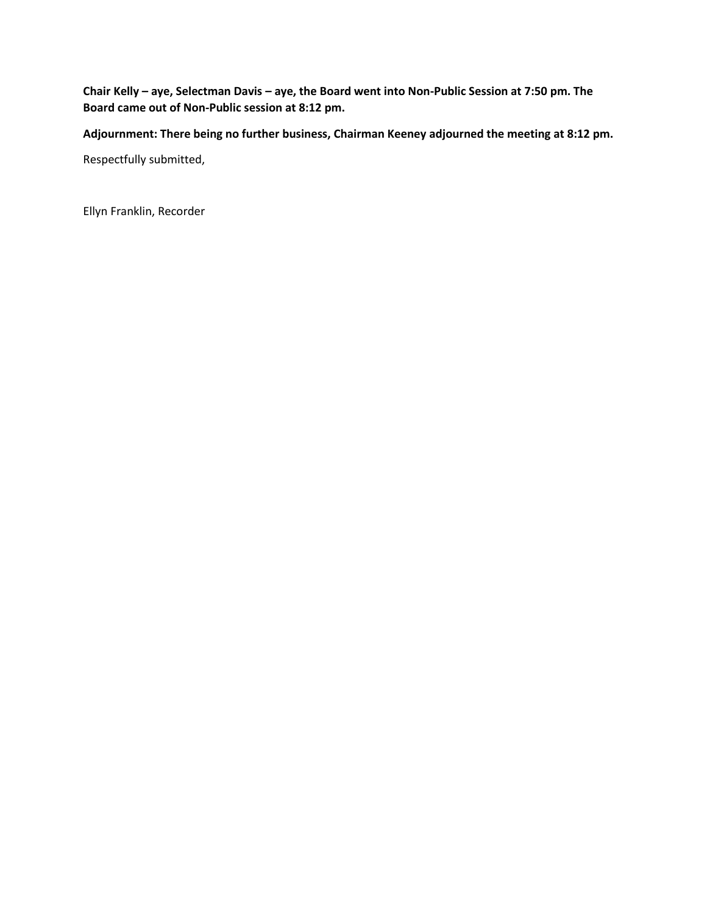**Chair Kelly – aye, Selectman Davis – aye, the Board went into Non-Public Session at 7:50 pm. The Board came out of Non-Public session at 8:12 pm.**

**Adjournment: There being no further business, Chairman Keeney adjourned the meeting at 8:12 pm.**

Respectfully submitted,

Ellyn Franklin, Recorder